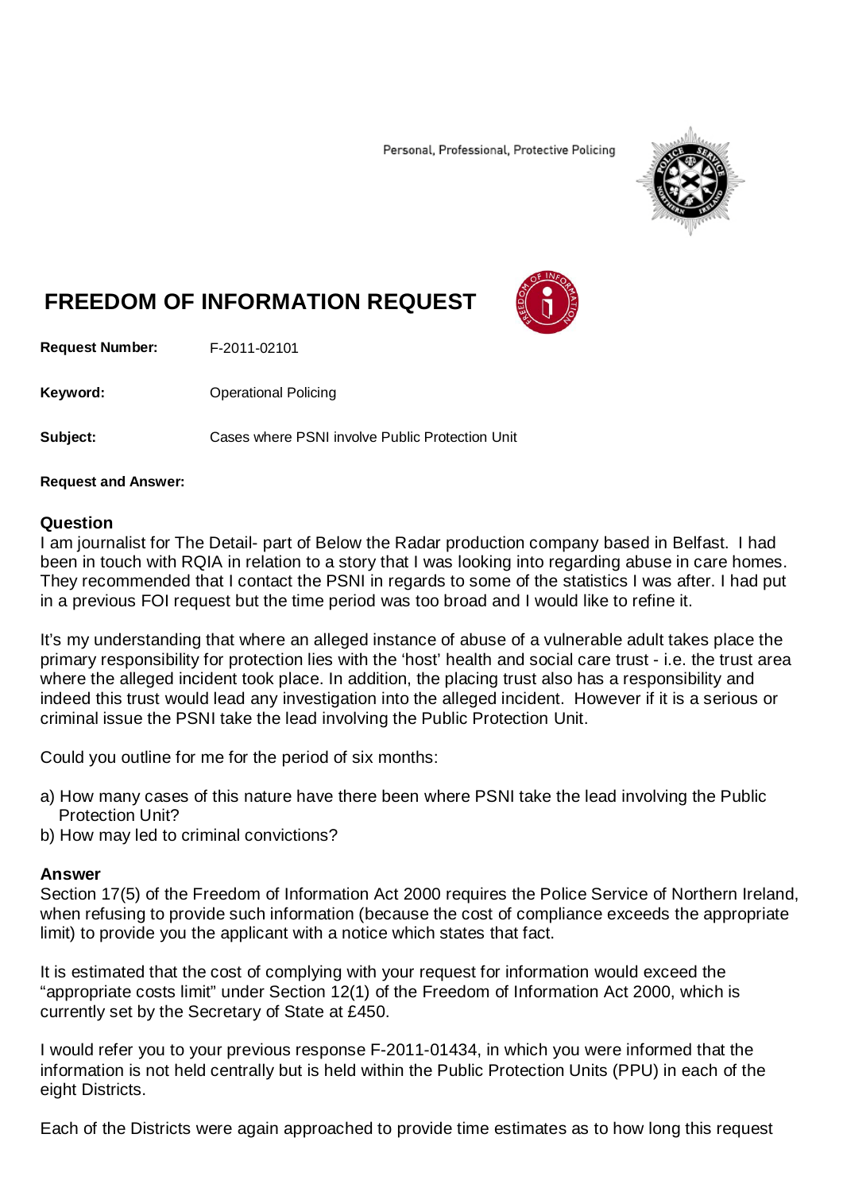Personal, Professional, Protective Policing

# FREEDOM OF INFORMATION REQUEST

**Request Number:** F-2011-02101

**Keyword:** Operational Policing

**Subject:** Cases where PSNI involve Public Protection Unit

**Request and Answer:**

## Question

I am journalist for The Detail- part of Below the Radar production company based in Belfast. I had been in touch with RQIA in relation to a story that I was looking into regarding abuse in care homes. They recommended that I contact the PSNI in regards to some of the statistics I was after. I had put in a previous FOI request but the time period was too broad and I would like to refine it.

It's my understanding that where an alleged instance of abuse of a vulnerable adult takes place the primary responsibility for protection lies with the 'host' health and social care trust - i.e. the trust area where the alleged incident took place. In addition, the placing trust also has a responsibility and indeed this trust would lead any investigation into the alleged incident. However if it is a serious or criminal issue the PSNI take the lead involving the Public Protection Unit.

Could you outline for me for the period of six months:

a) How many cases of this nature have there been where PSNI take the lead involving the Public Protection Unit?
b) How may led to criminal convictions?

## Answer

Section 17(5) of the Freedom of Information Act 2000 requires the Police Service of Northern Ireland, when refusing to provide such information (because the cost of compliance exceeds the appropriate limit) to provide you the applicant with a notice which states that fact.

It is estimated that the cost of complying with your request for information would exceed the "appropriate costs limit" under Section 12(1) of the Freedom of Information Act 2000, which is currently set by the Secretary of State at £450.

I would refer you to your previous response F-2011-01434, in which you were informed that the information is not held centrally but is held within the Public Protection Units (PPU) in each of the eight Districts.

Each of the Districts were again approached to provide time estimates as to how long this request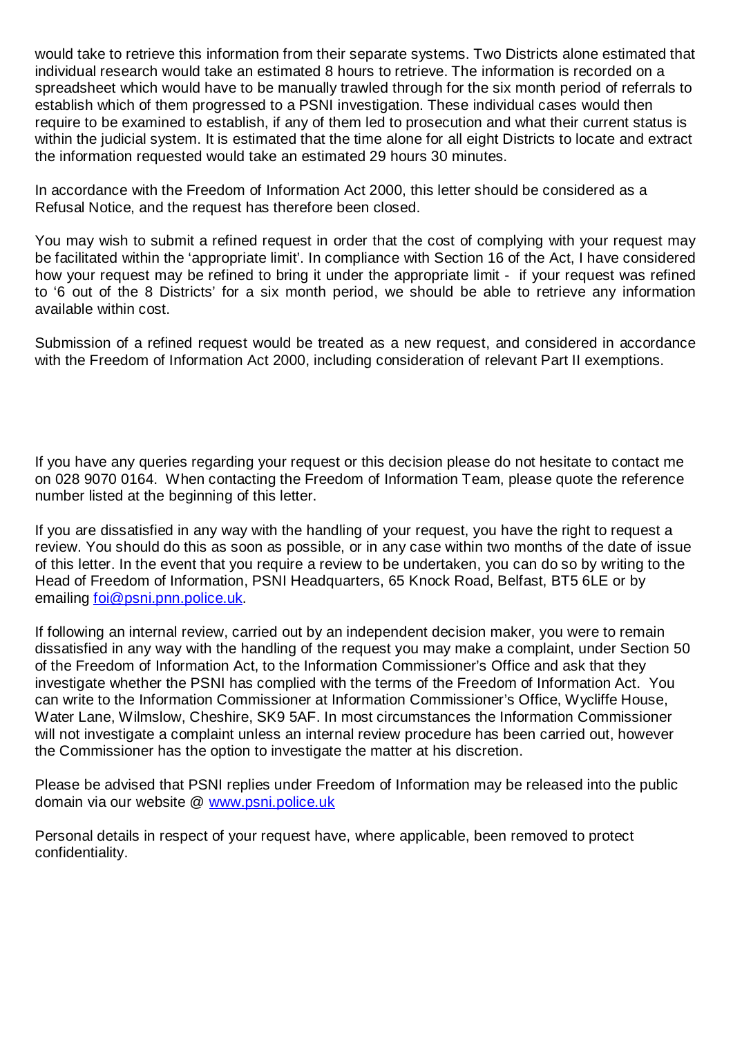would take to retrieve this information from their separate systems. Two Districts alone estimated that individual research would take an estimated 8 hours to retrieve. The information is recorded on a spreadsheet which would have to be manually trawled through for the six month period of referrals to establish which of them progressed to a PSNI investigation. These individual cases would then require to be examined to establish, if any of them led to prosecution and what their current status is within the judicial system. It is estimated that the time alone for all eight Districts to locate and extract the information requested would take an estimated 29 hours 30 minutes.

In accordance with the Freedom of Information Act 2000, this letter should be considered as a Refusal Notice, and the request has therefore been closed.

You may wish to submit a refined request in order that the cost of complying with your request may be facilitated within the 'appropriate limit'. In compliance with Section 16 of the Act, I have considered how your request may be refined to bring it under the appropriate limit - if your request was refined to '6 out of the 8 Districts' for a six month period, we should be able to retrieve any information available within cost.

Submission of a refined request would be treated as a new request, and considered in accordance with the Freedom of Information Act 2000, including consideration of relevant Part II exemptions.

If you have any queries regarding your request or this decision please do not hesitate to contact me on 028 9070 0164. When contacting the Freedom of Information Team, please quote the reference number listed at the beginning of this letter.

If you are dissatisfied in any way with the handling of your request, you have the right to request a review. You should do this as soon as possible, or in any case within two months of the date of issue of this letter. In the event that you require a review to be undertaken, you can do so by writing to the Head of Freedom of Information, PSNI Headquarters, 65 Knock Road, Belfast, BT5 6LE or by emailing foi@psni.pnn.police.uk.

If following an internal review, carried out by an independent decision maker, you were to remain dissatisfied in any way with the handling of the request you may make a complaint, under Section 50 of the Freedom of Information Act, to the Information Commissioner's Office and ask that they investigate whether the PSNI has complied with the terms of the Freedom of Information Act. You can write to the Information Commissioner at Information Commissioner's Office, Wycliffe House, Water Lane, Wilmslow, Cheshire, SK9 5AF. In most circumstances the Information Commissioner will not investigate a complaint unless an internal review procedure has been carried out, however the Commissioner has the option to investigate the matter at his discretion.

Please be advised that PSNI replies under Freedom of Information may be released into the public domain via our website @ www.psni.police.uk

Personal details in respect of your request have, where applicable, been removed to protect confidentiality.